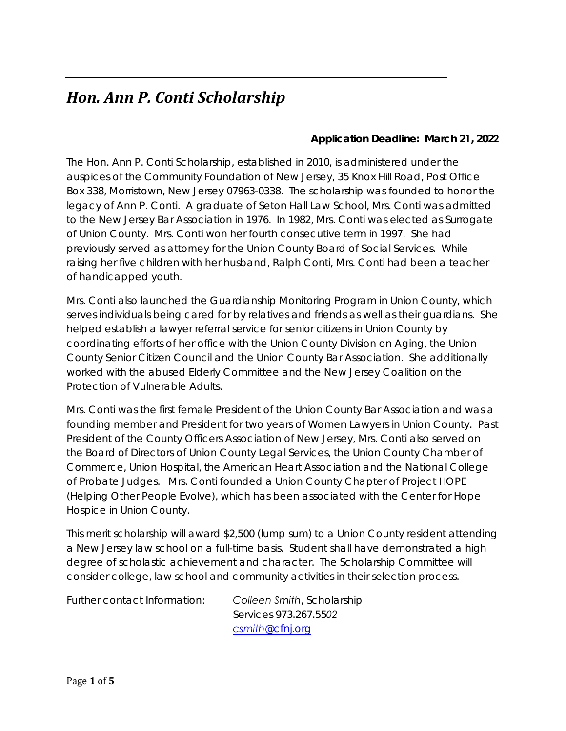# *Hon. Ann P. Conti Scholarship*

**Application Deadline: March 21, 2022**

The Hon. Ann P. Conti Scholarship, established in 2010, is administered under the auspices of the Community Foundation of New Jersey, 35 Knox Hill Road, Post Office Box 338, Morristown, New Jersey 07963-0338. The scholarship was founded to honor the legacy of Ann P. Conti. A graduate of Seton Hall Law School, Mrs. Conti was admitted to the New Jersey Bar Association in 1976. In 1982, Mrs. Conti was elected as Surrogate of Union County. Mrs. Conti won her fourth consecutive term in 1997. She had previously served as attorney for the Union County Board of Social Services. While raising her five children with her husband, Ralph Conti, Mrs. Conti had been a teacher of handicapped youth.

Mrs. Conti also launched the Guardianship Monitoring Program in Union County, which serves individuals being cared for by relatives and friends as well as their guardians. She helped establish a lawyer referral service for senior citizens in Union County by coordinating efforts of her office with the Union County Division on Aging, the Union County Senior Citizen Council and the Union County Bar Association. She additionally worked with the abused Elderly Committee and the New Jersey Coalition on the Protection of Vulnerable Adults.

Mrs. Conti was the first female President of the Union County Bar Association and was a founding member and President for two years of Women Lawyers in Union County. Past President of the County Officers Association of New Jersey, Mrs. Conti also served on the Board of Directors of Union County Legal Services, the Union County Chamber of Commerce, Union Hospital, the American Heart Association and the National College of Probate Judges. Mrs. Conti founded a Union County Chapter of Project HOPE (Helping Other People Evolve), which has been associated with the Center for Hope Hospice in Union County.

This merit scholarship will award $2,500 (lump sum) to a Union County resident attending a New Jersey law school on a full-time basis. Student shall have demonstrated a high degree of scholastic achievement and character. The Scholarship Committee will consider college, law school and community activities in their selection process.

Further contact Information: *Colleen Smith*, Scholarship Services 973.267.5502
csmith@cfnj.org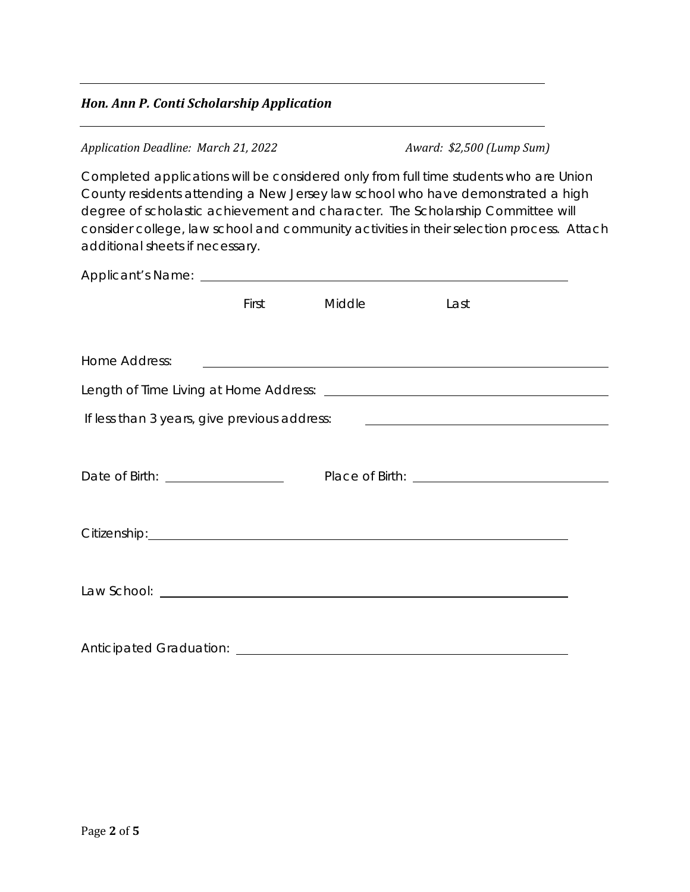***Hon. Ann P. Conti Scholarship Application***

*Application Deadline: March 21, 2022* *Award: $2,500 (Lump Sum)*

Completed applications will be considered only from full time students who are Union County residents attending a New Jersey law school who have demonstrated a high degree of scholastic achievement and character. The Scholarship Committee will consider college, law school and community activities in their selection process. Attach additional sheets if necessary.

Applicant's Name: ______________________________________________

First Middle Last

Home Address: ______________________________________________

Length of Time Living at Home Address: ______________________________

If less than 3 years, give previous address: ______________________________

Date of Birth: ________________ Place of Birth: ________________________

Citizenship: ______________________________________________

Law School: ______________________________________________

Anticipated Graduation: ______________________________________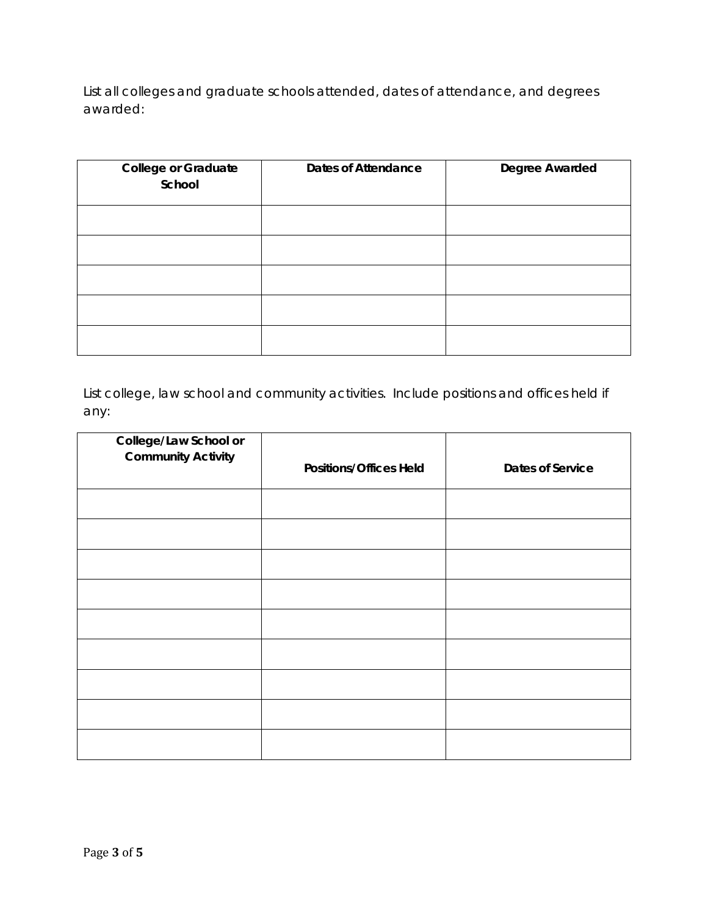List all colleges and graduate schools attended, dates of attendance, and degrees awarded:

| College or Graduate School | Dates of Attendance | Degree Awarded |
| --- | --- | --- |
| | | |
| | | |
| | | |
| | | |
| | | |

List college, law school and community activities. Include positions and offices held if any:

| College/Law School or Community Activity | Positions/Offices Held | Dates of Service |
| --- | --- | --- |
| | | |
| | | |
| | | |
| | | |
| | | |
| | | |
| | | |
| | | |
| | | |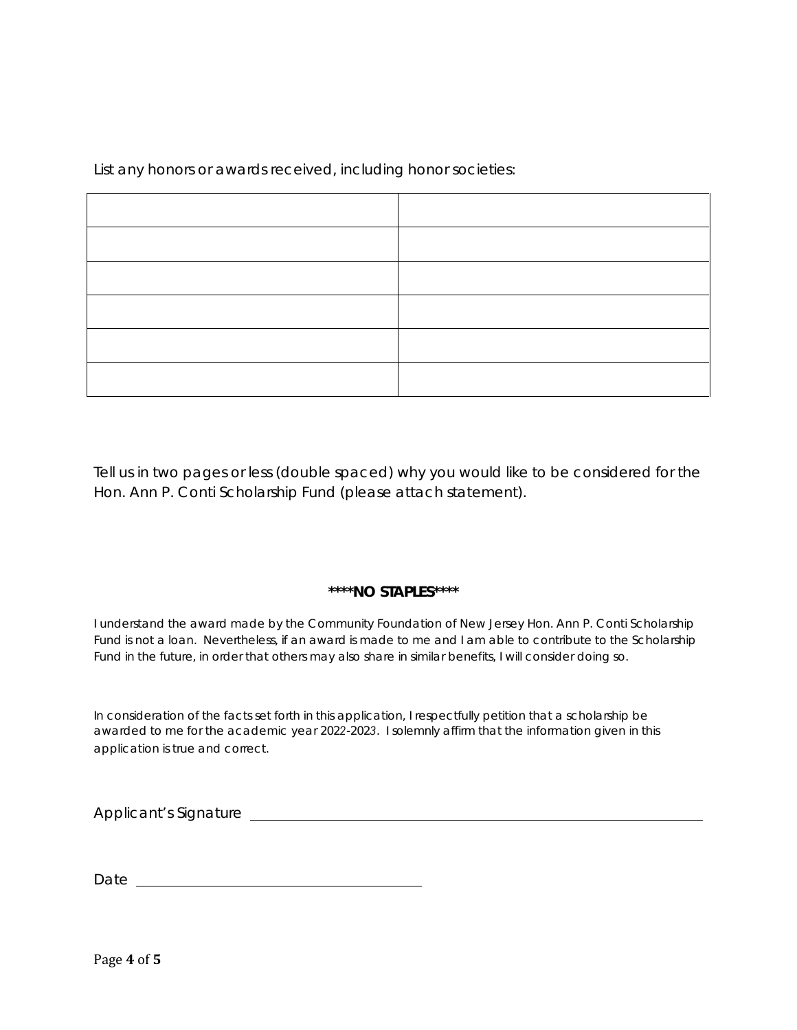List any honors or awards received, including honor societies:

| | |
|---|---|
| | |
| | |
| | |
| | |
| | |
| | |

Tell us in two pages or less (double spaced) why you would like to be considered for the Hon. Ann P. Conti Scholarship Fund (please attach statement).

**\*\*\*\*NO STAPLES\*\*\*\***

I understand the award made by the Community Foundation of New Jersey Hon. Ann P. Conti Scholarship Fund is not a loan. Nevertheless, if an award is made to me and I am able to contribute to the Scholarship Fund in the future, in order that others may also share in similar benefits, I will consider doing so.

In consideration of the facts set forth in this application, I respectfully petition that a scholarship be awarded to me for the academic year 2022-2023. I solemnly affirm that the information given in this application is true and correct.

Applicant's Signature ______________________________________________

Date ______________________________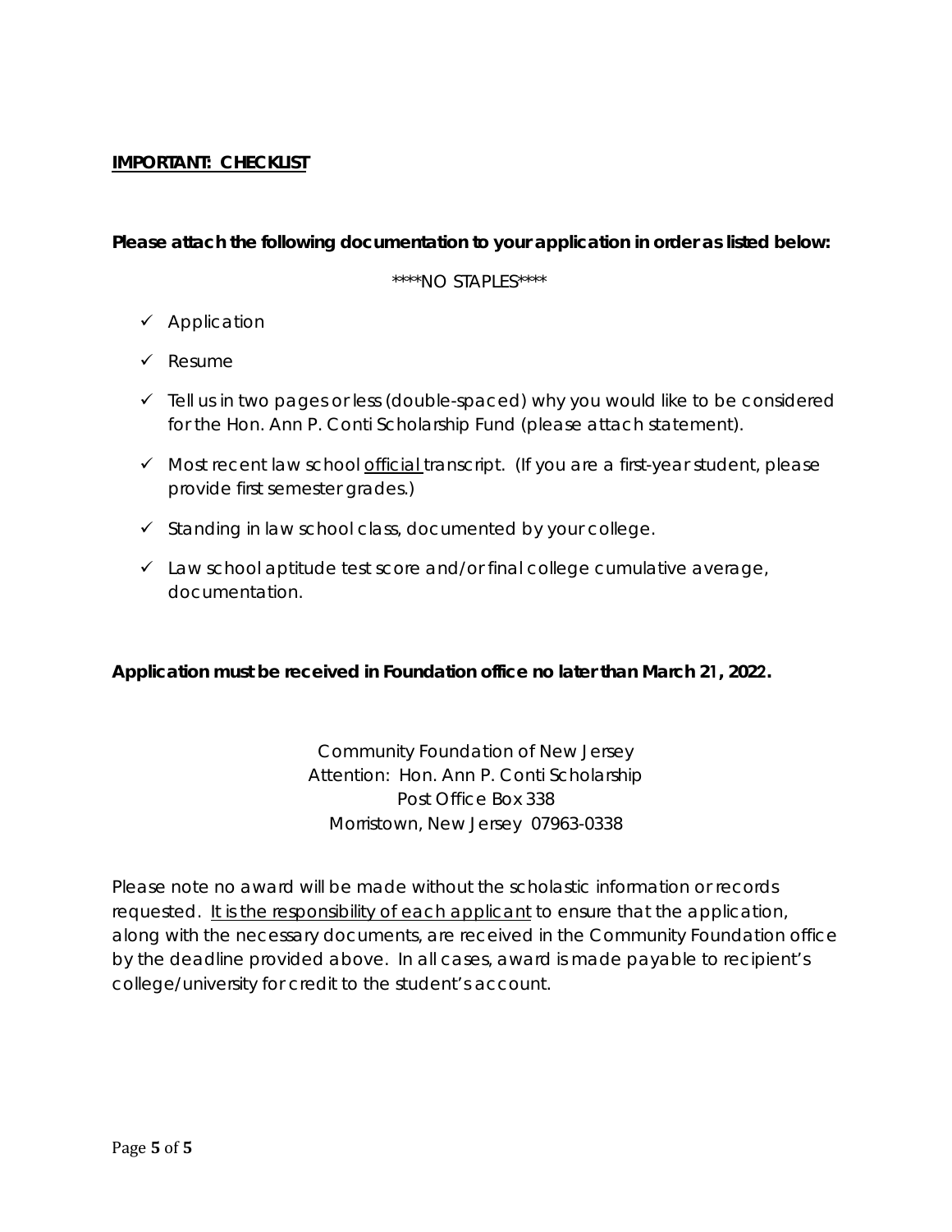**IMPORTANT: CHECKLIST**

**Please attach the following documentation to your application in order as listed below:**

\*\*\*\*NO STAPLES\*\*\*\*

- ✓ Application
- ✓ Resume
- ✓ Tell us in two pages or less (double-spaced) why you would like to be considered for the Hon. Ann P. Conti Scholarship Fund (please attach statement).
- ✓ Most recent law school official transcript. (If you are a first-year student, please provide first semester grades.)
- ✓ Standing in law school class, documented by your college.
- ✓ Law school aptitude test score and/or final college cumulative average, documentation.

**Application must be received in Foundation office no later than March 21, 2022.**

Community Foundation of New Jersey
Attention: Hon. Ann P. Conti Scholarship
Post Office Box 338
Morristown, New Jersey 07963-0338

Please note no award will be made without the scholastic information or records requested. It is the responsibility of each applicant to ensure that the application, along with the necessary documents, are received in the Community Foundation office by the deadline provided above. In all cases, award is made payable to recipient's college/university for credit to the student's account.